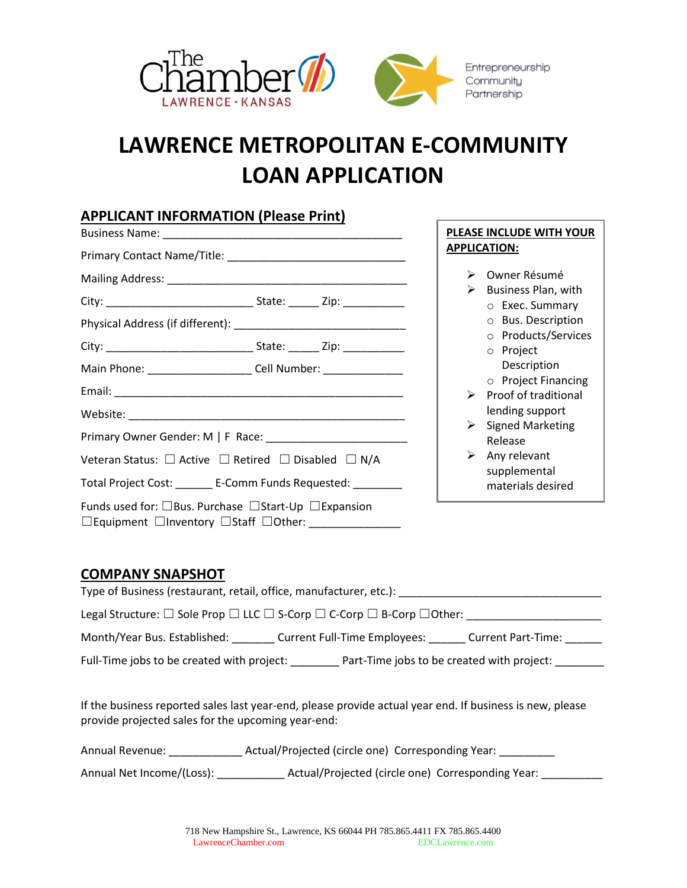The Chamber LAWRENCE · KANSAS

Entrepreneurship Community Partnership

# LAWRENCE METROPOLITAN E-COMMUNITY LOAN APPLICATION

## APPLICANT INFORMATION (Please Print)

Business Name: _______________________________________

Primary Contact Name/Title: _____________________________

Mailing Address: _______________________________________

City: ________________________ State: _____ Zip: __________

Physical Address (if different): ___________________________

City: ________________________ State: _____ Zip: __________

Main Phone: _________________ Cell Number: _____________

Email: _______________________________________________

Website: _____________________________________________

Primary Owner Gender: M | F Race: ______________________

Veteran Status: ☐ Active ☐ Retired ☐ Disabled ☐ N/A

Total Project Cost: ______ E-Comm Funds Requested: ________

Funds used for: ☐Bus. Purchase ☐Start-Up ☐Expansion ☐Equipment ☐Inventory ☐Staff ☐Other: ______________

**PLEASE INCLUDE WITH YOUR APPLICATION:**

- Owner Résumé
- Business Plan, with
  - Exec. Summary
  - Bus. Description
  - Products/Services
  - Project Description
  - Project Financing
- Proof of traditional lending support
- Signed Marketing Release
- Any relevant supplemental materials desired

## COMPANY SNAPSHOT

Type of Business (restaurant, retail, office, manufacturer, etc.): _________________________________

Legal Structure: ☐ Sole Prop ☐ LLC ☐ S-Corp ☐ C-Corp ☐ B-Corp ☐Other: _____________________

Month/Year Bus. Established: _______ Current Full-Time Employees: ______ Current Part-Time: ______

Full-Time jobs to be created with project: ________ Part-Time jobs to be created with project: ________

If the business reported sales last year-end, please provide actual year end. If business is new, please provide projected sales for the upcoming year-end:

Annual Revenue: ____________ Actual/Projected (circle one) Corresponding Year: _________

Annual Net Income/(Loss): ___________ Actual/Projected (circle one) Corresponding Year: __________

718 New Hampshire St., Lawrence, KS 66044 PH 785.865.4411 FX 785.865.4400
LawrenceChamber.com EDCLawrence.com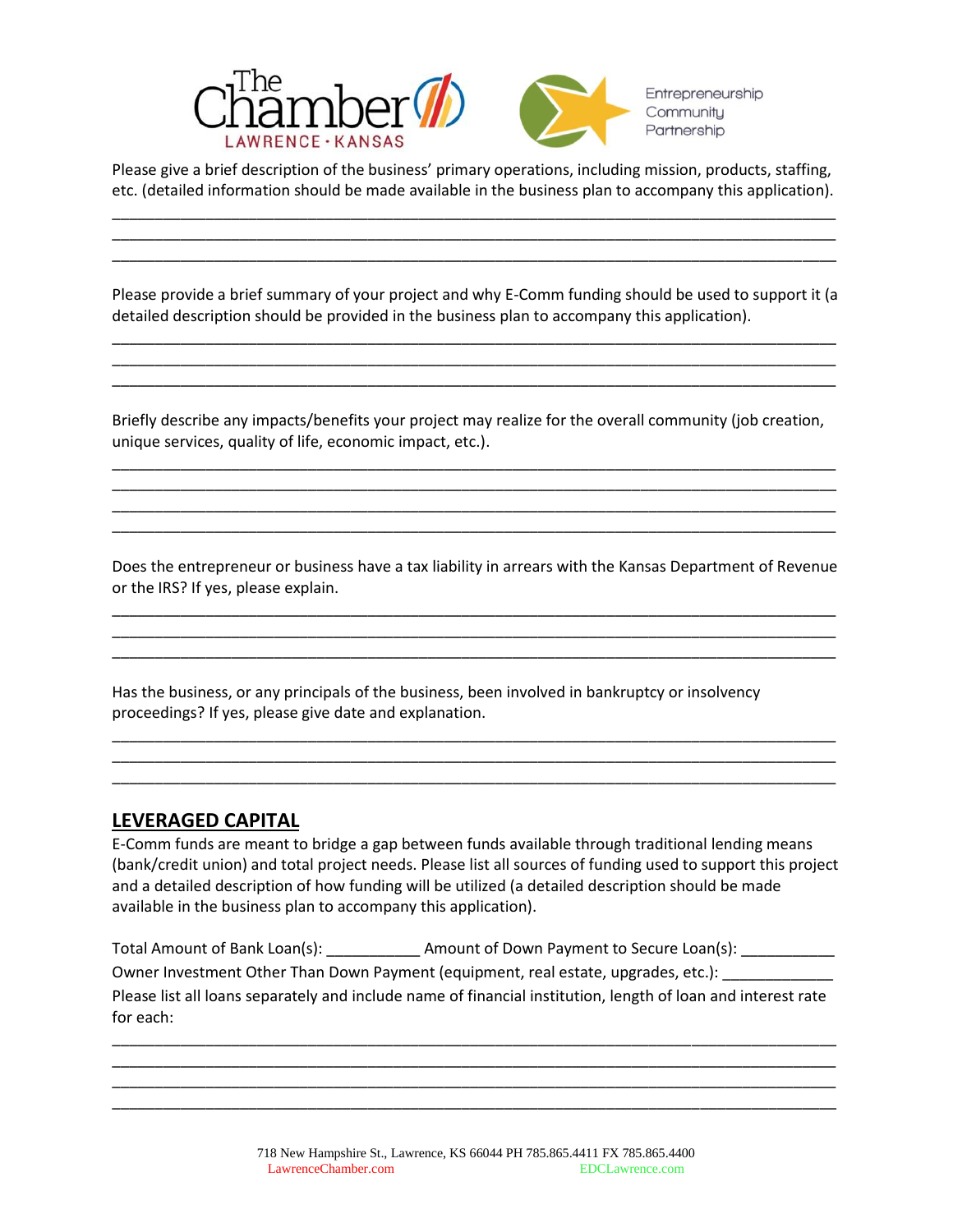Please give a brief description of the business' primary operations, including mission, products, staffing, etc. (detailed information should be made available in the business plan to accompany this application).

_______________________________________________________________________________
_______________________________________________________________________________
_______________________________________________________________________________

Please provide a brief summary of your project and why E-Comm funding should be used to support it (a detailed description should be provided in the business plan to accompany this application).

_______________________________________________________________________________
_______________________________________________________________________________
_______________________________________________________________________________

Briefly describe any impacts/benefits your project may realize for the overall community (job creation, unique services, quality of life, economic impact, etc.).

_______________________________________________________________________________
_______________________________________________________________________________
_______________________________________________________________________________
_______________________________________________________________________________

Does the entrepreneur or business have a tax liability in arrears with the Kansas Department of Revenue or the IRS? If yes, please explain.

_______________________________________________________________________________
_______________________________________________________________________________
_______________________________________________________________________________

Has the business, or any principals of the business, been involved in bankruptcy or insolvency proceedings? If yes, please give date and explanation.

_______________________________________________________________________________
_______________________________________________________________________________
_______________________________________________________________________________

## LEVERAGED CAPITAL

E-Comm funds are meant to bridge a gap between funds available through traditional lending means (bank/credit union) and total project needs. Please list all sources of funding used to support this project and a detailed description of how funding will be utilized (a detailed description should be made available in the business plan to accompany this application).

Total Amount of Bank Loan(s): ___________ Amount of Down Payment to Secure Loan(s): ___________

Owner Investment Other Than Down Payment (equipment, real estate, upgrades, etc.): _____________

Please list all loans separately and include name of financial institution, length of loan and interest rate for each:

_______________________________________________________________________________
_______________________________________________________________________________
_______________________________________________________________________________
_______________________________________________________________________________

718 New Hampshire St., Lawrence, KS 66044 PH 785.865.4411 FX 785.865.4400
LawrenceChamber.com EDCLawrence.com